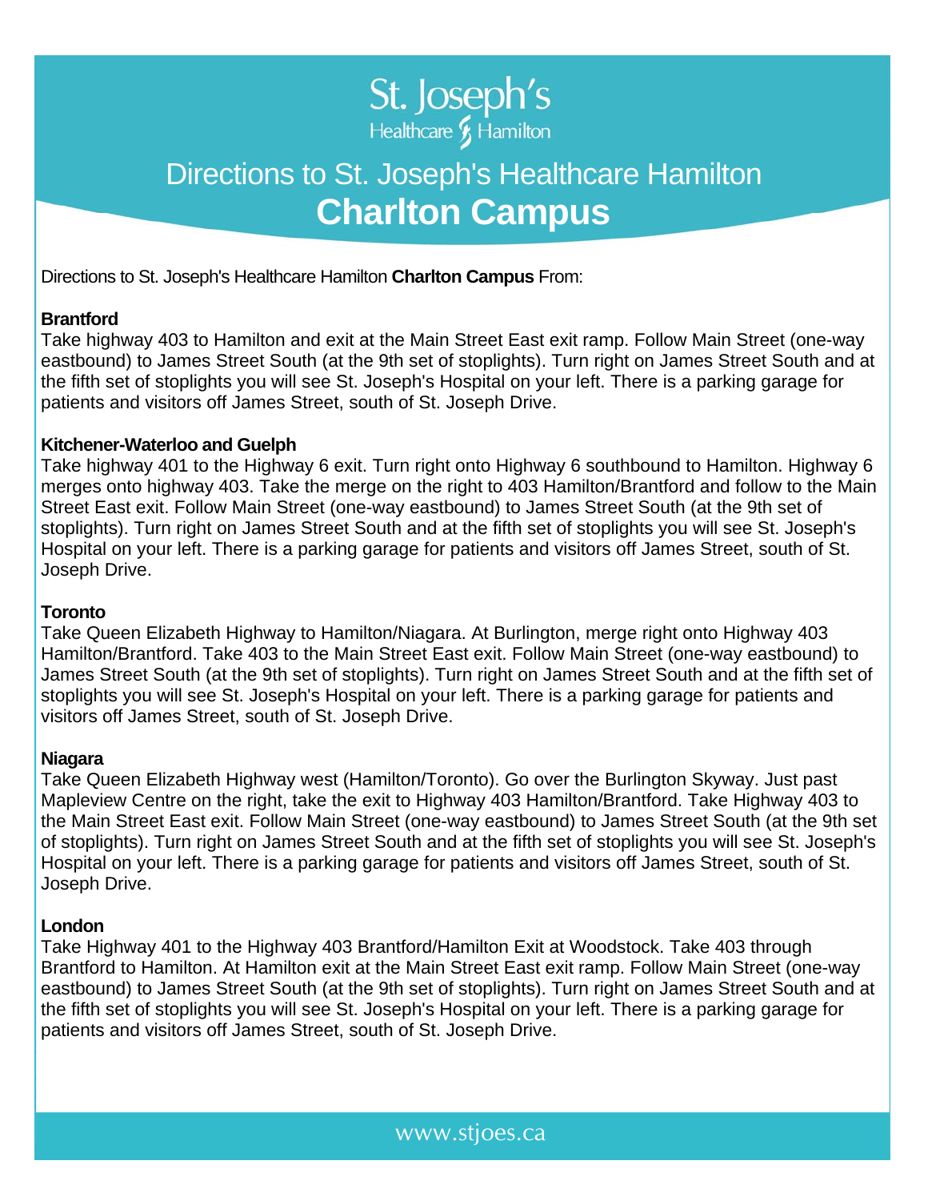St. Joseph's Healthcare Hamilton

# Directions to St. Joseph's Healthcare Hamilton
# **Charlton Campus**

Directions to St. Joseph's Healthcare Hamilton **Charlton Campus** From:

**Brantford**
Take highway 403 to Hamilton and exit at the Main Street East exit ramp. Follow Main Street (one-way eastbound) to James Street South (at the 9th set of stoplights). Turn right on James Street South and at the fifth set of stoplights you will see St. Joseph's Hospital on your left. There is a parking garage for patients and visitors off James Street, south of St. Joseph Drive.

**Kitchener-Waterloo and Guelph**
Take highway 401 to the Highway 6 exit. Turn right onto Highway 6 southbound to Hamilton. Highway 6 merges onto highway 403. Take the merge on the right to 403 Hamilton/Brantford and follow to the Main Street East exit. Follow Main Street (one-way eastbound) to James Street South (at the 9th set of stoplights). Turn right on James Street South and at the fifth set of stoplights you will see St. Joseph's Hospital on your left. There is a parking garage for patients and visitors off James Street, south of St. Joseph Drive.

**Toronto**
Take Queen Elizabeth Highway to Hamilton/Niagara. At Burlington, merge right onto Highway 403 Hamilton/Brantford. Take 403 to the Main Street East exit. Follow Main Street (one-way eastbound) to James Street South (at the 9th set of stoplights). Turn right on James Street South and at the fifth set of stoplights you will see St. Joseph's Hospital on your left. There is a parking garage for patients and visitors off James Street, south of St. Joseph Drive.

**Niagara**
Take Queen Elizabeth Highway west (Hamilton/Toronto). Go over the Burlington Skyway. Just past Mapleview Centre on the right, take the exit to Highway 403 Hamilton/Brantford. Take Highway 403 to the Main Street East exit. Follow Main Street (one-way eastbound) to James Street South (at the 9th set of stoplights). Turn right on James Street South and at the fifth set of stoplights you will see St. Joseph's Hospital on your left. There is a parking garage for patients and visitors off James Street, south of St. Joseph Drive.

**London**
Take Highway 401 to the Highway 403 Brantford/Hamilton Exit at Woodstock. Take 403 through Brantford to Hamilton. At Hamilton exit at the Main Street East exit ramp. Follow Main Street (one-way eastbound) to James Street South (at the 9th set of stoplights). Turn right on James Street South and at the fifth set of stoplights you will see St. Joseph's Hospital on your left. There is a parking garage for patients and visitors off James Street, south of St. Joseph Drive.

www.stjoes.ca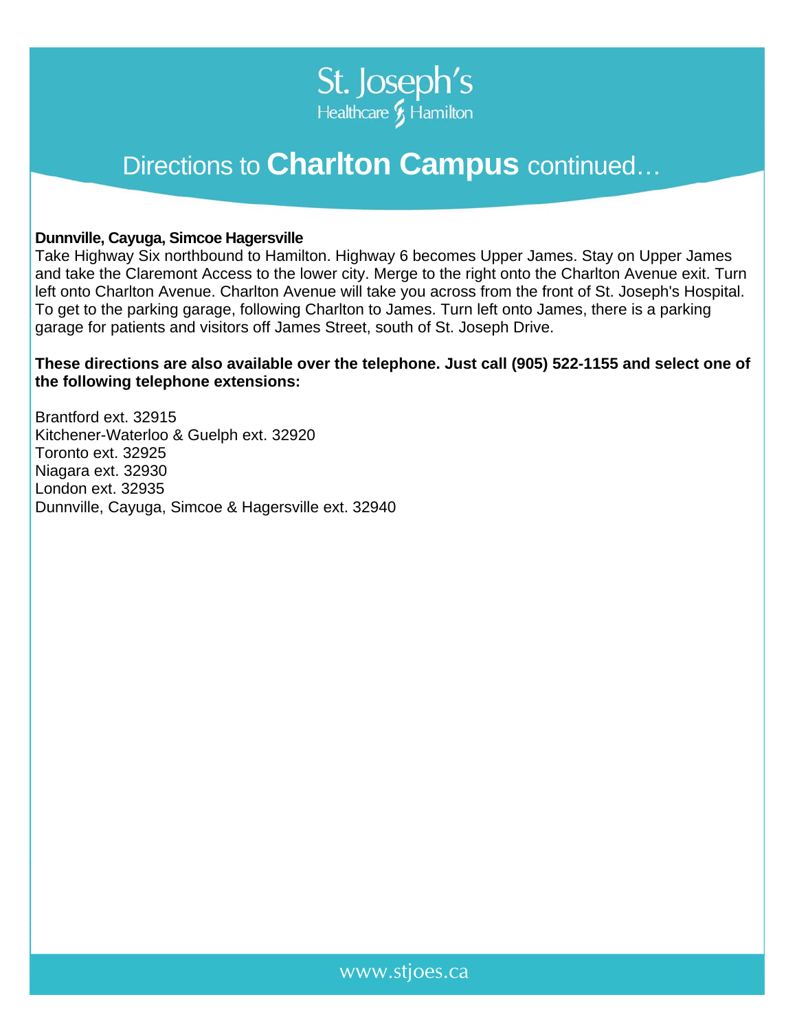St. Joseph's Healthcare Hamilton

# Directions to **Charlton Campus** continued…

**Dunnville, Cayuga, Simcoe Hagersville**

Take Highway Six northbound to Hamilton. Highway 6 becomes Upper James. Stay on Upper James and take the Claremont Access to the lower city. Merge to the right onto the Charlton Avenue exit. Turn left onto Charlton Avenue. Charlton Avenue will take you across from the front of St. Joseph's Hospital. To get to the parking garage, following Charlton to James. Turn left onto James, there is a parking garage for patients and visitors off James Street, south of St. Joseph Drive.

**These directions are also available over the telephone. Just call (905) 522-1155 and select one of the following telephone extensions:**

Brantford ext. 32915
Kitchener-Waterloo & Guelph ext. 32920
Toronto ext. 32925
Niagara ext. 32930
London ext. 32935
Dunnville, Cayuga, Simcoe & Hagersville ext. 32940

www.stjoes.ca